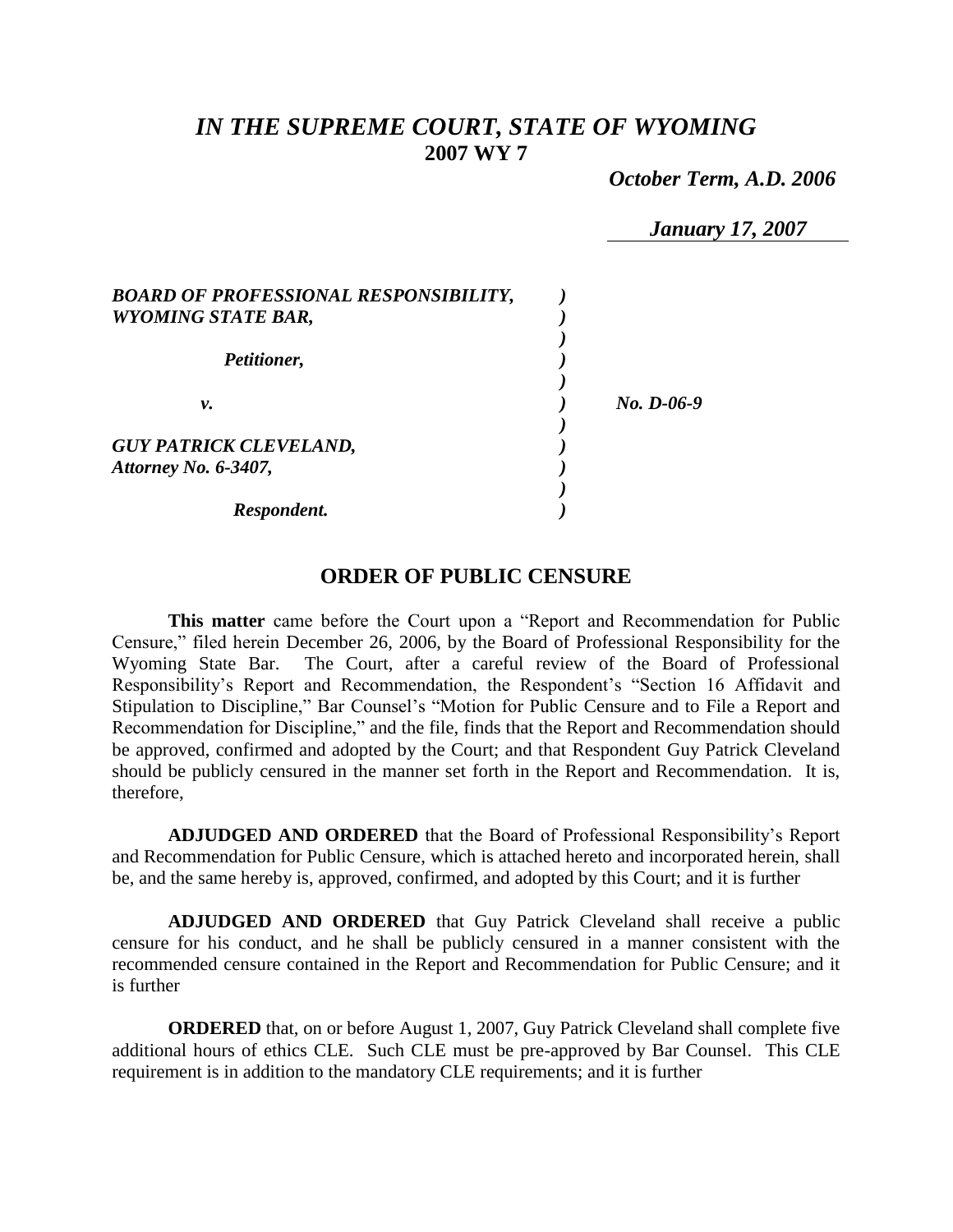# *IN THE SUPREME COURT, STATE OF WYOMING*
## 2007 WY 7

*October Term, A.D. 2006*

*January 17, 2007*

*BOARD OF PROFESSIONAL RESPONSIBILITY, WYOMING STATE BAR,*

*Petitioner,*

*v.*

*GUY PATRICK CLEVELAND, Attorney No. 6-3407,*

*Respondent.*

*No. D-06-9*

## ORDER OF PUBLIC CENSURE

**This matter** came before the Court upon a "Report and Recommendation for Public Censure," filed herein December 26, 2006, by the Board of Professional Responsibility for the Wyoming State Bar. The Court, after a careful review of the Board of Professional Responsibility's Report and Recommendation, the Respondent's "Section 16 Affidavit and Stipulation to Discipline," Bar Counsel's "Motion for Public Censure and to File a Report and Recommendation for Discipline," and the file, finds that the Report and Recommendation should be approved, confirmed and adopted by the Court; and that Respondent Guy Patrick Cleveland should be publicly censured in the manner set forth in the Report and Recommendation. It is, therefore,

**ADJUDGED AND ORDERED** that the Board of Professional Responsibility's Report and Recommendation for Public Censure, which is attached hereto and incorporated herein, shall be, and the same hereby is, approved, confirmed, and adopted by this Court; and it is further

**ADJUDGED AND ORDERED** that Guy Patrick Cleveland shall receive a public censure for his conduct, and he shall be publicly censured in a manner consistent with the recommended censure contained in the Report and Recommendation for Public Censure; and it is further

**ORDERED** that, on or before August 1, 2007, Guy Patrick Cleveland shall complete five additional hours of ethics CLE. Such CLE must be pre-approved by Bar Counsel. This CLE requirement is in addition to the mandatory CLE requirements; and it is further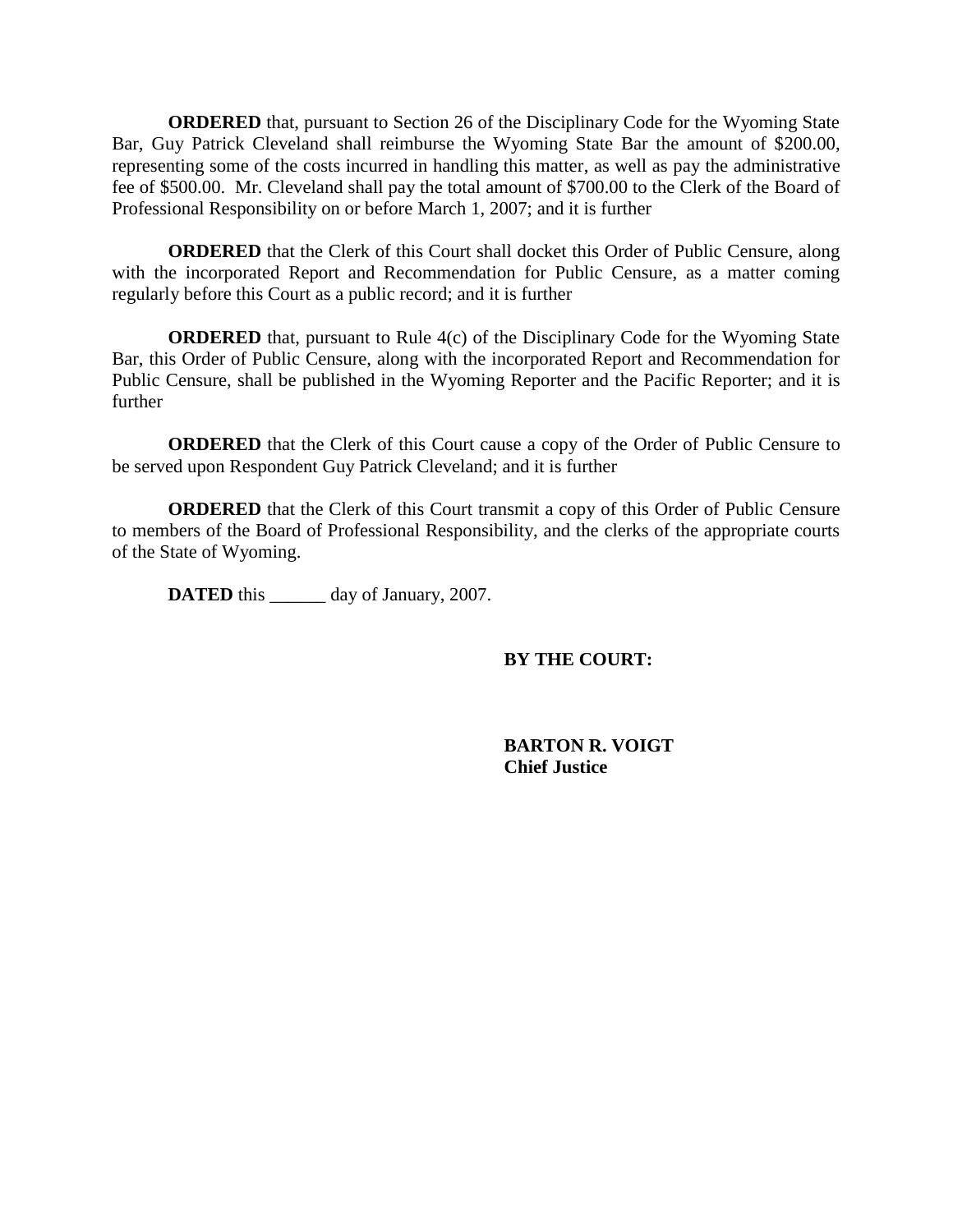**ORDERED** that, pursuant to Section 26 of the Disciplinary Code for the Wyoming State Bar, Guy Patrick Cleveland shall reimburse the Wyoming State Bar the amount of $200.00, representing some of the costs incurred in handling this matter, as well as pay the administrative fee of $500.00. Mr. Cleveland shall pay the total amount of $700.00 to the Clerk of the Board of Professional Responsibility on or before March 1, 2007; and it is further

**ORDERED** that the Clerk of this Court shall docket this Order of Public Censure, along with the incorporated Report and Recommendation for Public Censure, as a matter coming regularly before this Court as a public record; and it is further

**ORDERED** that, pursuant to Rule 4(c) of the Disciplinary Code for the Wyoming State Bar, this Order of Public Censure, along with the incorporated Report and Recommendation for Public Censure, shall be published in the Wyoming Reporter and the Pacific Reporter; and it is further

**ORDERED** that the Clerk of this Court cause a copy of the Order of Public Censure to be served upon Respondent Guy Patrick Cleveland; and it is further

**ORDERED** that the Clerk of this Court transmit a copy of this Order of Public Censure to members of the Board of Professional Responsibility, and the clerks of the appropriate courts of the State of Wyoming.

**DATED** this ______ day of January, 2007.

**BY THE COURT:**

**BARTON R. VOIGT**
**Chief Justice**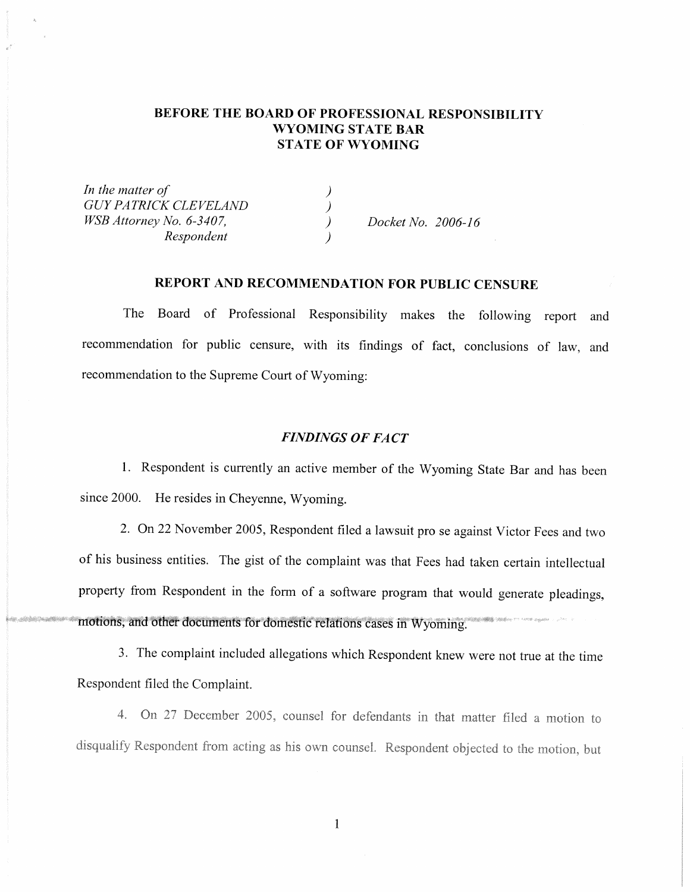**BEFORE THE BOARD OF PROFESSIONAL RESPONSIBILITY**
**WYOMING STATE BAR**
**STATE OF WYOMING**

| | | |
|---|---|---|
| *In the matter of* | ) | |
| *GUY PATRICK CLEVELAND* | ) | |
| *WSB Attorney No. 6-3407,* | ) | *Docket No. 2006-16* |
| *Respondent* | ) | |

**REPORT AND RECOMMENDATION FOR PUBLIC CENSURE**

The Board of Professional Responsibility makes the following report and recommendation for public censure, with its findings of fact, conclusions of law, and recommendation to the Supreme Court of Wyoming:

***FINDINGS OF FACT***

1. Respondent is currently an active member of the Wyoming State Bar and has been since 2000. He resides in Cheyenne, Wyoming.

2. On 22 November 2005, Respondent filed a lawsuit pro se against Victor Fees and two of his business entities. The gist of the complaint was that Fees had taken certain intellectual property from Respondent in the form of a software program that would generate pleadings, motions, and other documents for domestic relations cases in Wyoming.

3. The complaint included allegations which Respondent knew were not true at the time Respondent filed the Complaint.

4. On 27 December 2005, counsel for defendants in that matter filed a motion to disqualify Respondent from acting as his own counsel. Respondent objected to the motion, but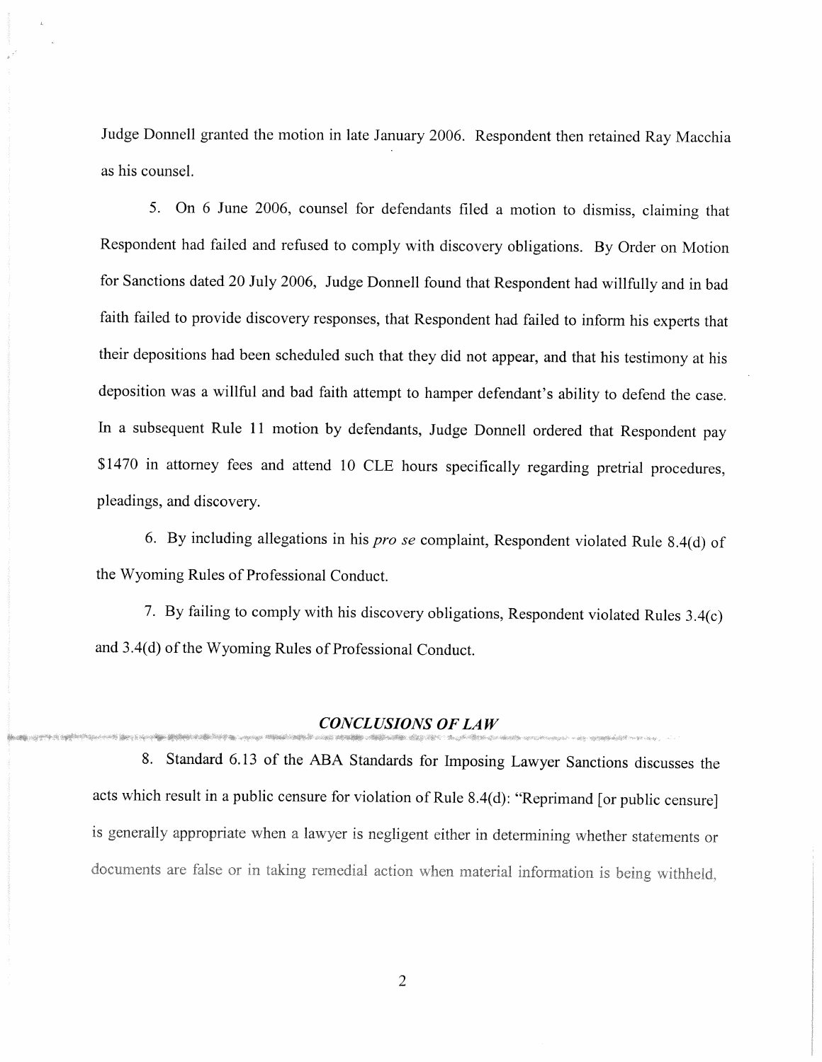Judge Donnell granted the motion in late January 2006. Respondent then retained Ray Macchia as his counsel.

5. On 6 June 2006, counsel for defendants filed a motion to dismiss, claiming that Respondent had failed and refused to comply with discovery obligations. By Order on Motion for Sanctions dated 20 July 2006, Judge Donnell found that Respondent had willfully and in bad faith failed to provide discovery responses, that Respondent had failed to inform his experts that their depositions had been scheduled such that they did not appear, and that his testimony at his deposition was a willful and bad faith attempt to hamper defendant's ability to defend the case. In a subsequent Rule 11 motion by defendants, Judge Donnell ordered that Respondent pay $1470 in attorney fees and attend 10 CLE hours specifically regarding pretrial procedures, pleadings, and discovery.

6. By including allegations in his *pro se* complaint, Respondent violated Rule 8.4(d) of the Wyoming Rules of Professional Conduct.

7. By failing to comply with his discovery obligations, Respondent violated Rules 3.4(c) and 3.4(d) of the Wyoming Rules of Professional Conduct.

## *CONCLUSIONS OF LAW*

8. Standard 6.13 of the ABA Standards for Imposing Lawyer Sanctions discusses the acts which result in a public censure for violation of Rule 8.4(d): "Reprimand [or public censure] is generally appropriate when a lawyer is negligent either in determining whether statements or documents are false or in taking remedial action when material information is being withheld,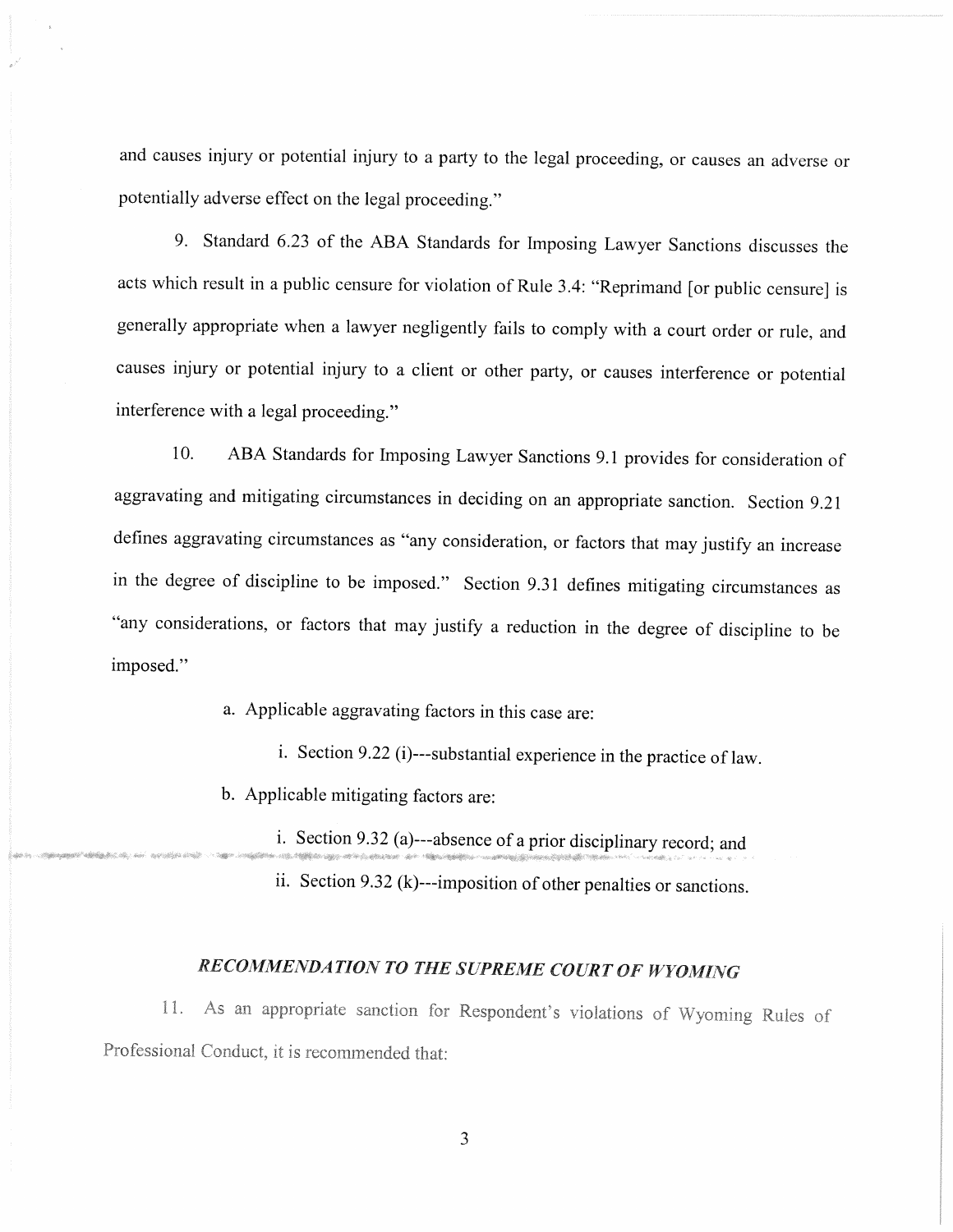and causes injury or potential injury to a party to the legal proceeding, or causes an adverse or potentially adverse effect on the legal proceeding."

9. Standard 6.23 of the ABA Standards for Imposing Lawyer Sanctions discusses the acts which result in a public censure for violation of Rule 3.4: "Reprimand [or public censure] is generally appropriate when a lawyer negligently fails to comply with a court order or rule, and causes injury or potential injury to a client or other party, or causes interference or potential interference with a legal proceeding."

10. ABA Standards for Imposing Lawyer Sanctions 9.1 provides for consideration of aggravating and mitigating circumstances in deciding on an appropriate sanction. Section 9.21 defines aggravating circumstances as "any consideration, or factors that may justify an increase in the degree of discipline to be imposed." Section 9.31 defines mitigating circumstances as "any considerations, or factors that may justify a reduction in the degree of discipline to be imposed."

a. Applicable aggravating factors in this case are:

i. Section 9.22 (i)---substantial experience in the practice of law.

b. Applicable mitigating factors are:

i. Section 9.32 (a)---absence of a prior disciplinary record; and

ii. Section 9.32 (k)---imposition of other penalties or sanctions.

## *RECOMMENDATION TO THE SUPREME COURT OF WYOMING*

11. As an appropriate sanction for Respondent's violations of Wyoming Rules of Professional Conduct, it is recommended that: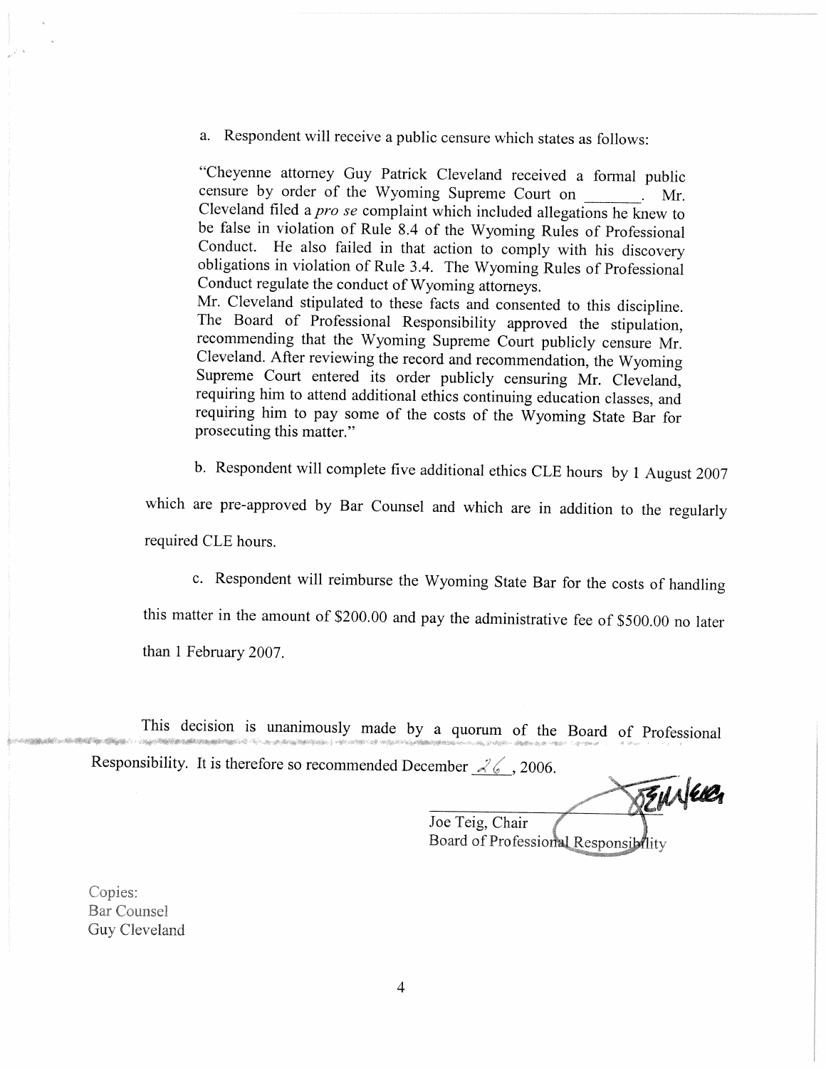a. Respondent will receive a public censure which states as follows:

> "Cheyenne attorney Guy Patrick Cleveland received a formal public censure by order of the Wyoming Supreme Court on _______. Mr. Cleveland filed a *pro se* complaint which included allegations he knew to be false in violation of Rule 8.4 of the Wyoming Rules of Professional Conduct. He also failed in that action to comply with his discovery obligations in violation of Rule 3.4. The Wyoming Rules of Professional Conduct regulate the conduct of Wyoming attorneys.
>
> Mr. Cleveland stipulated to these facts and consented to this discipline. The Board of Professional Responsibility approved the stipulation, recommending that the Wyoming Supreme Court publicly censure Mr. Cleveland. After reviewing the record and recommendation, the Wyoming Supreme Court entered its order publicly censuring Mr. Cleveland, requiring him to attend additional ethics continuing education classes, and requiring him to pay some of the costs of the Wyoming State Bar for prosecuting this matter."

b. Respondent will complete five additional ethics CLE hours by 1 August 2007 which are pre-approved by Bar Counsel and which are in addition to the regularly required CLE hours.

c. Respondent will reimburse the Wyoming State Bar for the costs of handling this matter in the amount of $200.00 and pay the administrative fee of $500.00 no later than 1 February 2007.

This decision is unanimously made by a quorum of the Board of Professional Responsibility. It is therefore so recommended December 26, 2006.

Joe Teig, Chair
Board of Professional Responsibility

Copies:
Bar Counsel
Guy Cleveland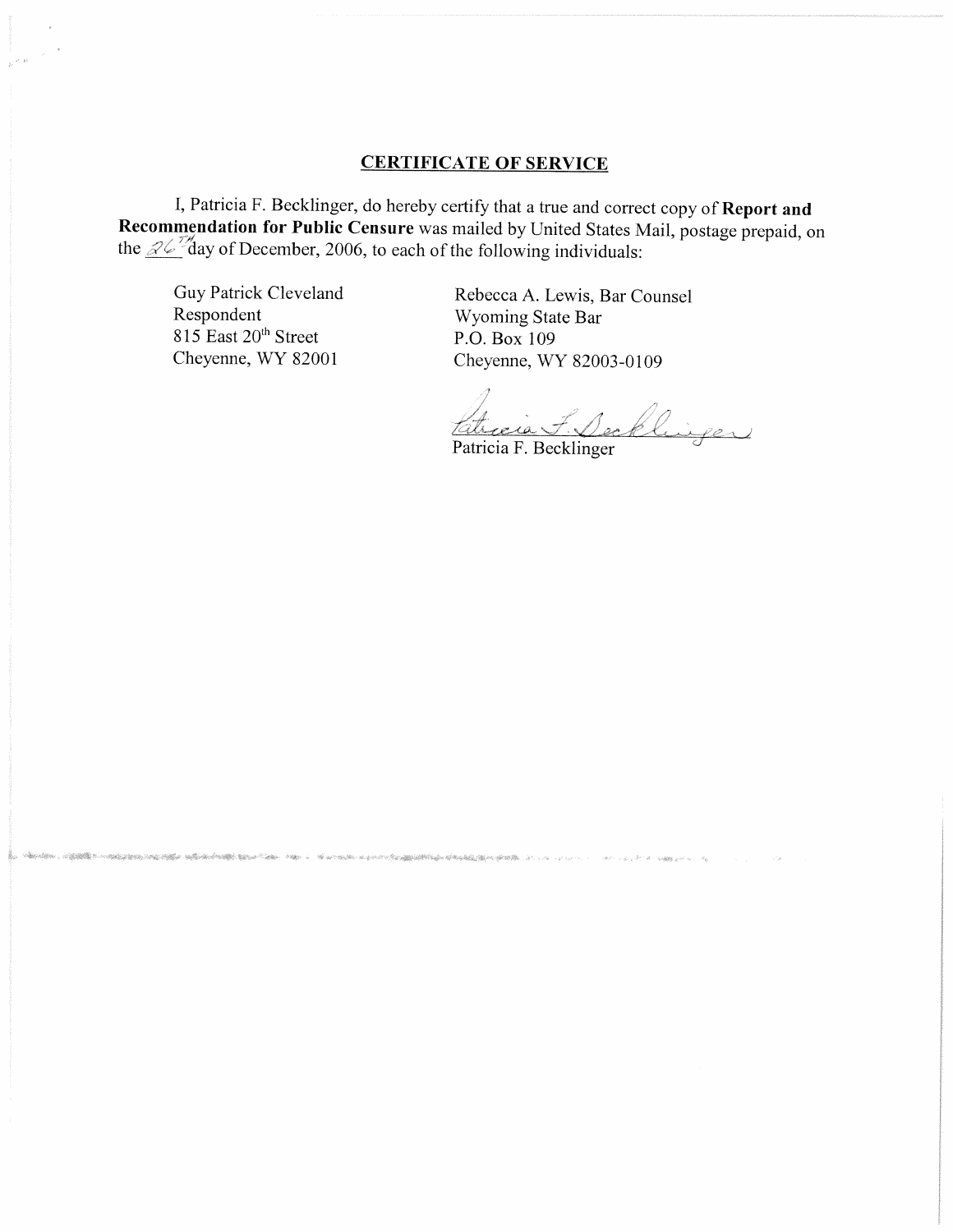## CERTIFICATE OF SERVICE

I, Patricia F. Becklinger, do hereby certify that a true and correct copy of **Report and Recommendation for Public Censure** was mailed by United States Mail, postage prepaid, on the 26TH day of December, 2006, to each of the following individuals:

Guy Patrick Cleveland
Respondent
815 East 20th Street
Cheyenne, WY 82001

Rebecca A. Lewis, Bar Counsel
Wyoming State Bar
P.O. Box 109
Cheyenne, WY 82003-0109

Patricia F. Becklinger

Patricia F. Becklinger